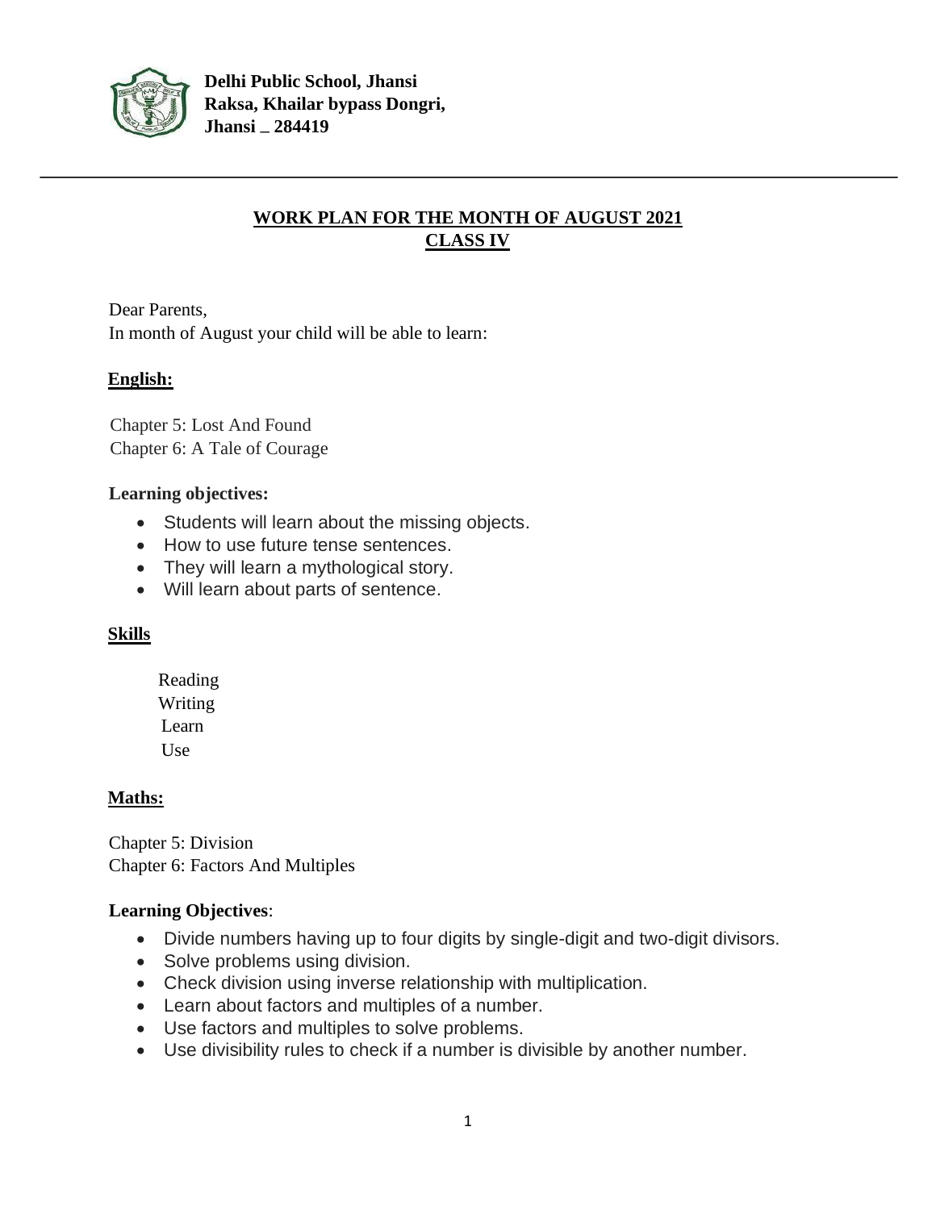**Delhi Public School, Jhansi**
**Raksa, Khailar bypass Dongri,**
**Jhansi _ 284419**

---

## WORK PLAN FOR THE MONTH OF AUGUST 2021
## CLASS IV

Dear Parents,
In month of August your child will be able to learn:

### English:

Chapter 5: Lost And Found
Chapter 6: A Tale of Courage

**Learning objectives:**

- Students will learn about the missing objects.
- How to use future tense sentences.
- They will learn a mythological story.
- Will learn about parts of sentence.

### Skills

Reading
Writing
Learn
Use

### Maths:

Chapter 5: Division
Chapter 6: Factors And Multiples

**Learning Objectives**:

- Divide numbers having up to four digits by single-digit and two-digit divisors.
- Solve problems using division.
- Check division using inverse relationship with multiplication.
- Learn about factors and multiples of a number.
- Use factors and multiples to solve problems.
- Use divisibility rules to check if a number is divisible by another number.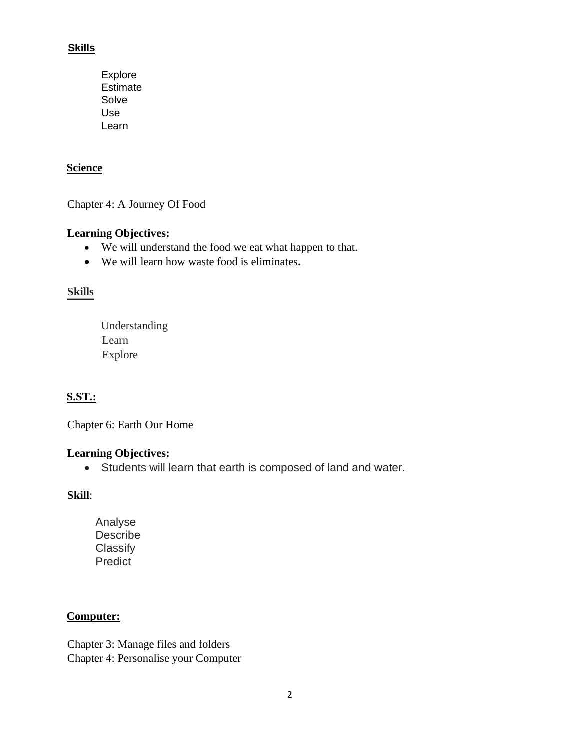**Skills**

Explore
Estimate
Solve
Use
Learn

**Science**

Chapter 4: A Journey Of Food

**Learning Objectives:**

- We will understand the food we eat what happen to that.
- We will learn how waste food is eliminates**.**

**Skills**

Understanding
Learn
Explore

**S.ST.:**

Chapter 6: Earth Our Home

**Learning Objectives:**

- Students will learn that earth is composed of land and water.

**Skill**:

Analyse
Describe
Classify
Predict

**Computer:**

Chapter 3: Manage files and folders
Chapter 4: Personalise your Computer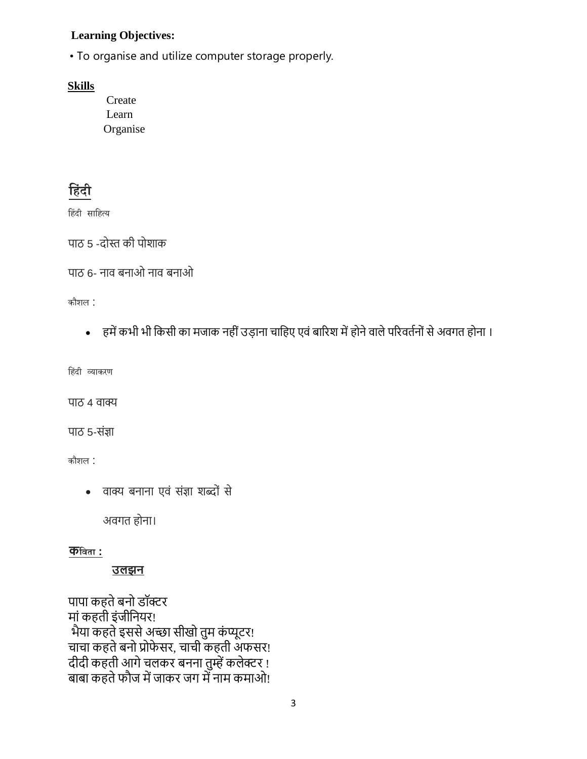**Learning Objectives:**

- To organise and utilize computer storage properly.

**Skills**

Create
Learn
Organise

## हिंदी

हिंदी साहित्य

पाठ 5 -दोस्त की पोशाक

पाठ 6- नाव बनाओ नाव बनाओ

कौशल :

- हमें कभी भी किसी का मजाक नहीं उड़ाना चाहिए एवं बारिश में होने वाले परिवर्तनों से अवगत होना ।

हिंदी व्याकरण

पाठ 4 वाक्य

पाठ 5-संज्ञा

कौशल :

- वाक्य बनाना एवं संज्ञा शब्दों से

  अवगत होना।

**कविता :**

**उलझन**

पापा कहते बनो डॉक्टर
मां कहती इंजीनियर!
भैया कहते इससे अच्छा सीखो तुम कंप्यूटर!
चाचा कहते बनो प्रोफेसर, चाची कहती अफसर!
दीदी कहती आगे चलकर बनना तुम्हें कलेक्टर !
बाबा कहते फौज में जाकर जग में नाम कमाओ!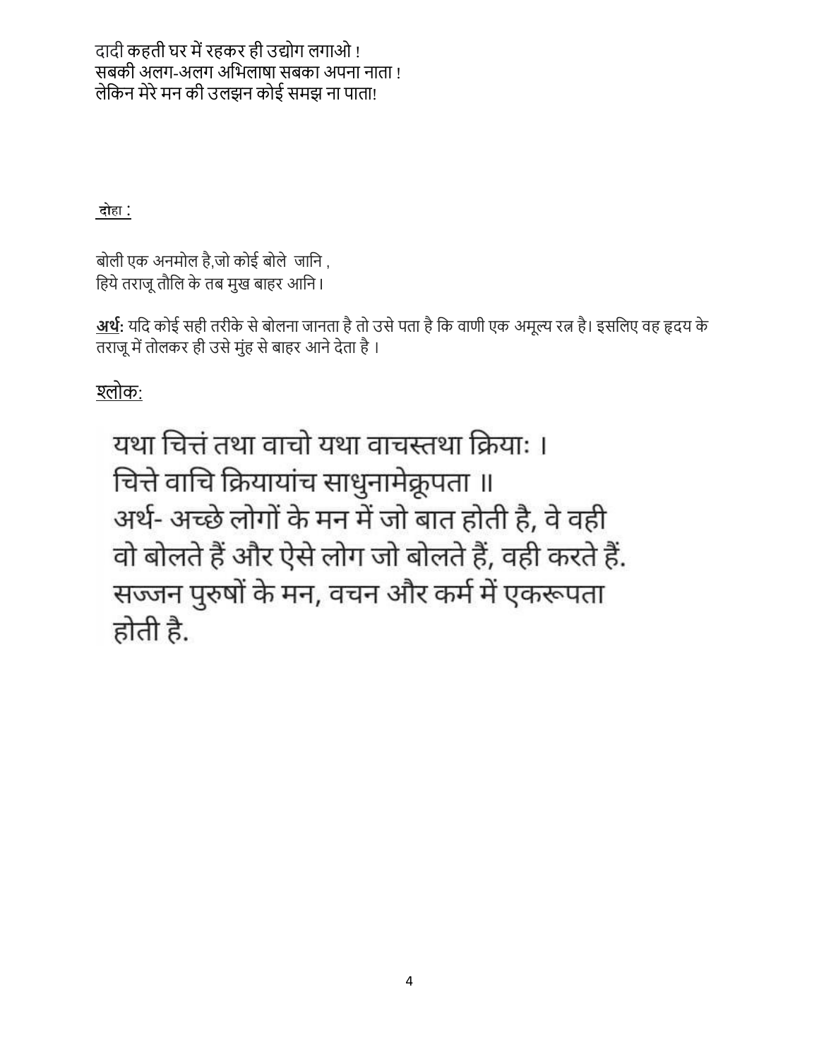दादी कहती घर में रहकर ही उद्योग लगाओ !
सबकी अलग-अलग अभिलाषा सबका अपना नाता !
लेकिन मेरे मन की उलझन कोई समझ ना पाता!

<u>दोहा :</u>

बोली एक अनमोल है,जो कोई बोले जानि ,
हिये तराजू तौलि के तब मुख बाहर आनि।

**<u>अर्थ</u>:** यदि कोई सही तरीके से बोलना जानता है तो उसे पता है कि वाणी एक अमूल्य रत्न है। इसलिए वह ह्रदय के तराजू में तोलकर ही उसे मुंह से बाहर आने देता है ।

<u>श्लोक:</u>

यथा चित्तं तथा वाचो यथा वाचस्तथा क्रियाः ।
चित्ते वाचि क्रियायांच साधुनामेक्रूपता ॥
अर्थ- अच्छे लोगों के मन में जो बात होती है, वे वही वो बोलते हैं और ऐसे लोग जो बोलते हैं, वही करते हैं. सज्जन पुरुषों के मन, वचन और कर्म में एकरूपता होती है.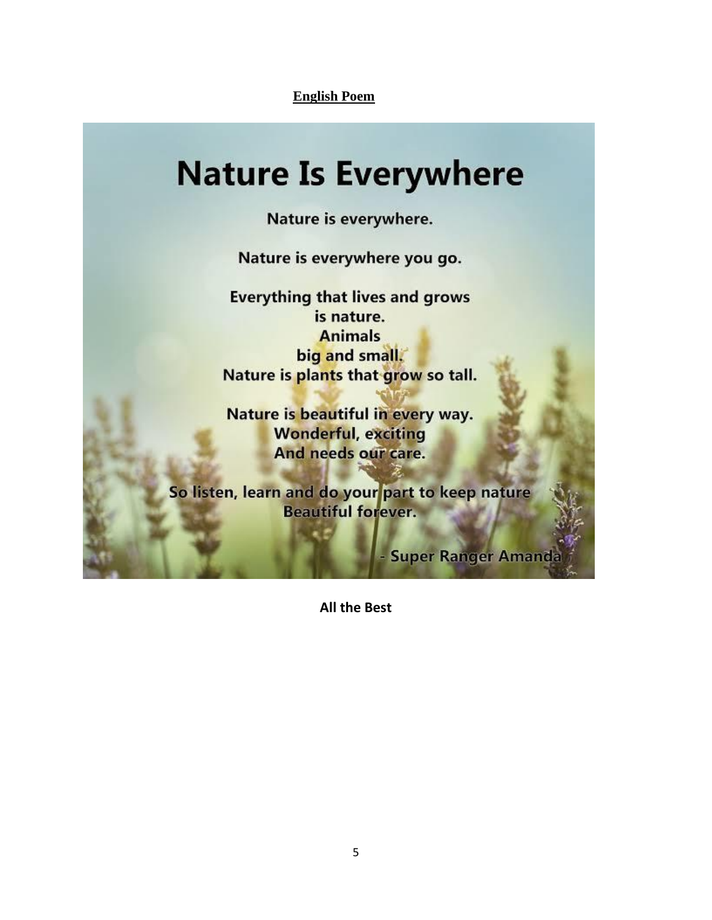**English Poem**

# Nature Is Everywhere

Nature is everywhere.

Nature is everywhere you go.

Everything that lives and grows
is nature.
Animals
big and small.
Nature is plants that grow so tall.

Nature is beautiful in every way.
Wonderful, exciting
And needs our care.

So listen, learn and do your part to keep nature
Beautiful forever.

\- Super Ranger Amanda

**All the Best**